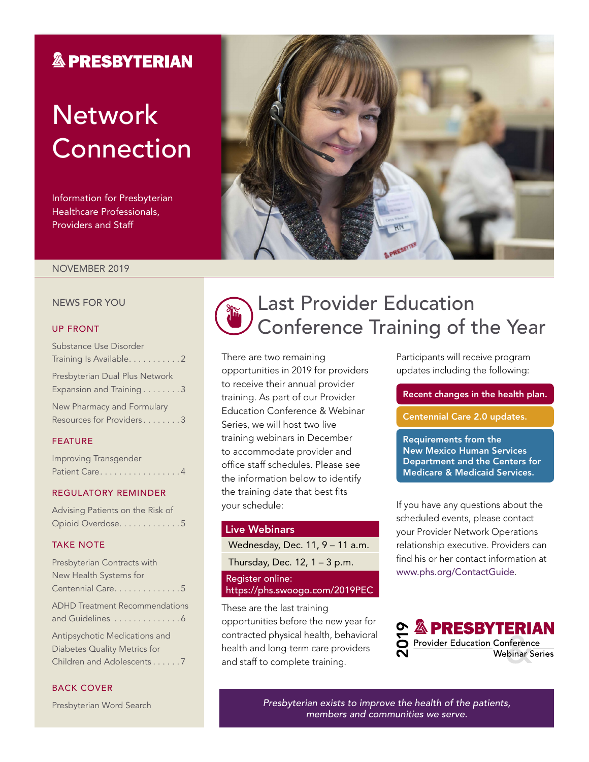# PRESBYTERIAN

# Network Connection

Information for Presbyterian Healthcare Professionals, Providers and Staff

NOVEMBER 2019

## NEWS FOR YOU

### UP FRONT

Substance Use Disorder Training Is Available . . . . . . . . . . . 2

Presbyterian Dual Plus Network Expansion and Training . . . . . . . . 3

New Pharmacy and Formulary Resources for Providers . . . . . . . . 3

### FEATURE

Improving Transgender Patient Care . . . . . . . . . . . . . . . . . 4

### REGULATORY REMINDER

Advising Patients on the Risk of Opioid Overdose . . . . . . . . . . . . 5

### TAKE NOTE

Presbyterian Contracts with New Health Systems for Centennial Care . . . . . . . . . . . . . . 5

ADHD Treatment Recommendations and Guidelines . . . . . . . . . . . . . . 6

Antipsychotic Medications and Diabetes Quality Metrics for Children and Adolescents . . . . . . 7

### BACK COVER

Presbyterian Word Search

## Last Provider Education Conference Training of the Year

There are two remaining opportunities in 2019 for providers to receive their annual provider training. As part of our Provider Education Conference & Webinar Series, we will host two live training webinars in December to accommodate provider and office staff schedules. Please see the information below to identify the training date that best fits your schedule:

| Live Webinars |
|---|
| Wednesday, Dec. 11, 9 – 11 a.m. |
| Thursday, Dec. 12, 1 – 3 p.m. |
| Register online: https://phs.swoogo.com/2019PEC |

These are the last training opportunities before the new year for contracted physical health, behavioral health and long-term care providers and staff to complete training.

Participants will receive program updates including the following:

- **Recent changes in the health plan.**
- **Centennial Care 2.0 updates.**
- **Requirements from the New Mexico Human Services Department and the Centers for Medicare & Medicaid Services.**

If you have any questions about the scheduled events, please contact your Provider Network Operations relationship executive. Providers can find his or her contact information at www.phs.org/ContactGuide.

2019 PRESBYTERIAN Provider Education Conference & Webinar Series

*Presbyterian exists to improve the health of the patients, members and communities we serve.*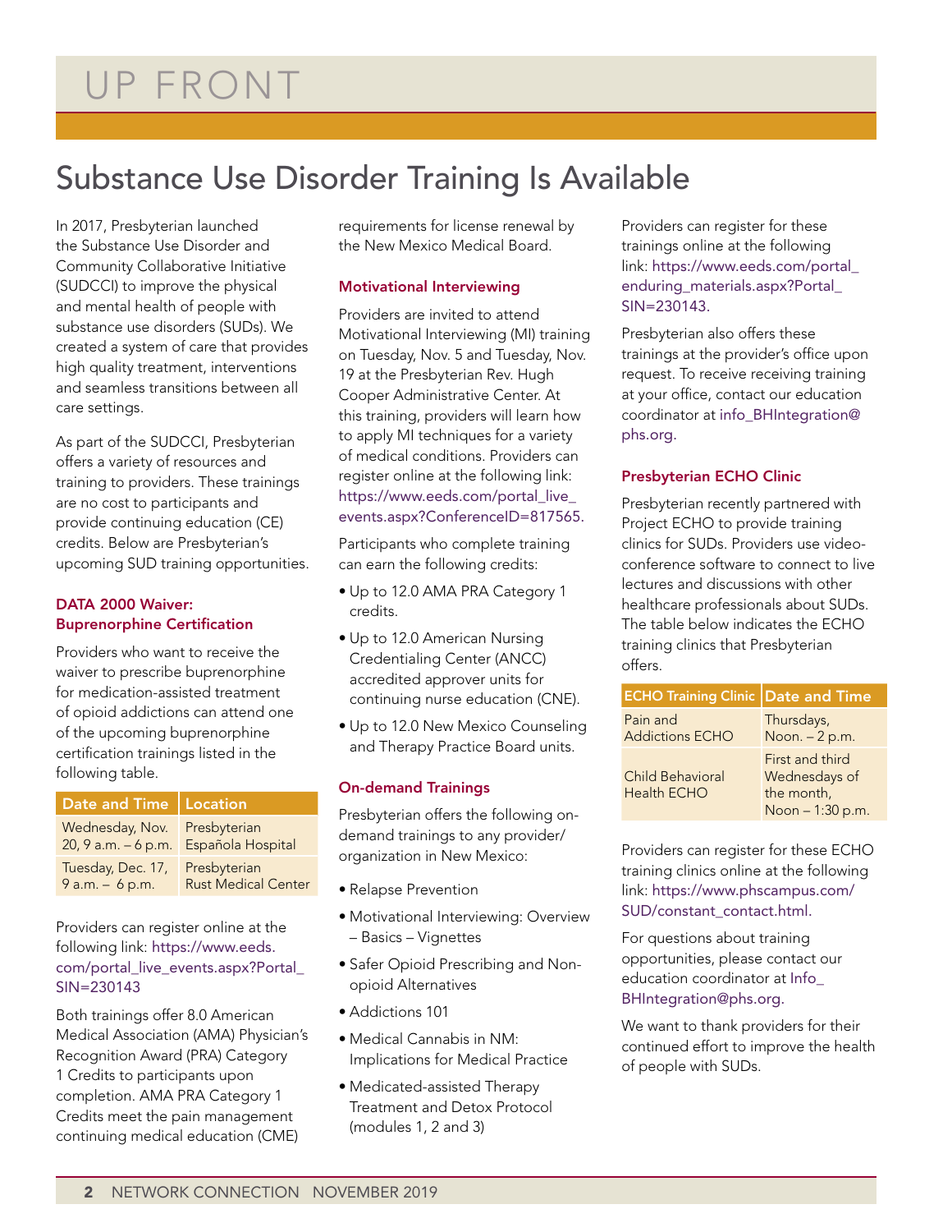# UP FRONT

## Substance Use Disorder Training Is Available

In 2017, Presbyterian launched the Substance Use Disorder and Community Collaborative Initiative (SUDCCI) to improve the physical and mental health of people with substance use disorders (SUDs). We created a system of care that provides high quality treatment, interventions and seamless transitions between all care settings.

As part of the SUDCCI, Presbyterian offers a variety of resources and training to providers. These trainings are no cost to participants and provide continuing education (CE) credits. Below are Presbyterian's upcoming SUD training opportunities.

### DATA 2000 Waiver: Buprenorphine Certification

Providers who want to receive the waiver to prescribe buprenorphine for medication-assisted treatment of opioid addictions can attend one of the upcoming buprenorphine certification trainings listed in the following table.

| Date and Time | Location |
|---|---|
| Wednesday, Nov. 20, 9 a.m. – 6 p.m. | Presbyterian Española Hospital |
| Tuesday, Dec. 17, 9 a.m. – 6 p.m. | Presbyterian Rust Medical Center |

Providers can register online at the following link: https://www.eeds.com/portal_live_events.aspx?Portal_SIN=230143

Both trainings offer 8.0 American Medical Association (AMA) Physician's Recognition Award (PRA) Category 1 Credits to participants upon completion. AMA PRA Category 1 Credits meet the pain management continuing medical education (CME) requirements for license renewal by the New Mexico Medical Board.

### Motivational Interviewing

Providers are invited to attend Motivational Interviewing (MI) training on Tuesday, Nov. 5 and Tuesday, Nov. 19 at the Presbyterian Rev. Hugh Cooper Administrative Center. At this training, providers will learn how to apply MI techniques for a variety of medical conditions. Providers can register online at the following link: https://www.eeds.com/portal_live_events.aspx?ConferenceID=817565.

Participants who complete training can earn the following credits:

- Up to 12.0 AMA PRA Category 1 credits.
- Up to 12.0 American Nursing Credentialing Center (ANCC) accredited approver units for continuing nurse education (CNE).
- Up to 12.0 New Mexico Counseling and Therapy Practice Board units.

### On-demand Trainings

Presbyterian offers the following on-demand trainings to any provider/organization in New Mexico:

- Relapse Prevention
- Motivational Interviewing: Overview – Basics – Vignettes
- Safer Opioid Prescribing and Non-opioid Alternatives
- Addictions 101
- Medical Cannabis in NM: Implications for Medical Practice
- Medicated-assisted Therapy Treatment and Detox Protocol (modules 1, 2 and 3)

Providers can register for these trainings online at the following link: https://www.eeds.com/portal_enduring_materials.aspx?Portal_SIN=230143.

Presbyterian also offers these trainings at the provider's office upon request. To receive receiving training at your office, contact our education coordinator at info_BHIntegration@phs.org.

### Presbyterian ECHO Clinic

Presbyterian recently partnered with Project ECHO to provide training clinics for SUDs. Providers use video-conference software to connect to live lectures and discussions with other healthcare professionals about SUDs. The table below indicates the ECHO training clinics that Presbyterian offers.

| ECHO Training Clinic | Date and Time |
|---|---|
| Pain and Addictions ECHO | Thursdays, Noon. – 2 p.m. |
| Child Behavioral Health ECHO | First and third Wednesdays of the month, Noon – 1:30 p.m. |

Providers can register for these ECHO training clinics online at the following link: https://www.phscampus.com/SUD/constant_contact.html.

For questions about training opportunities, please contact our education coordinator at Info_BHIntegration@phs.org.

We want to thank providers for their continued effort to improve the health of people with SUDs.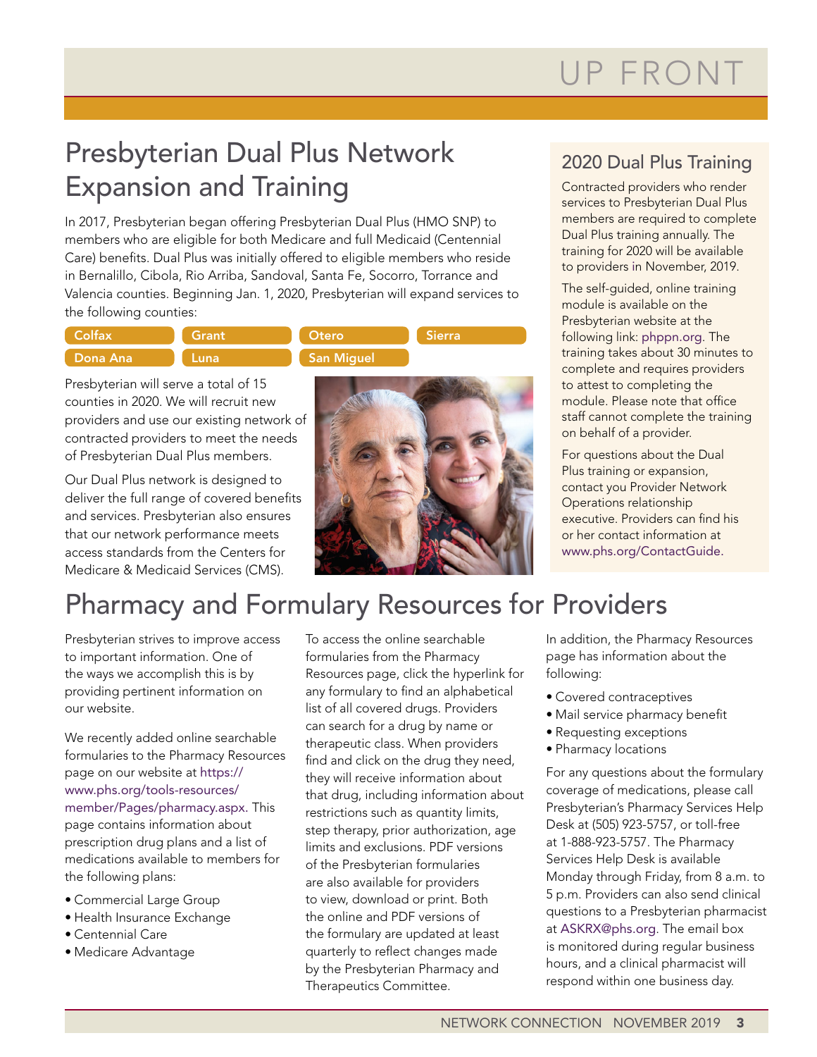# UP FRONT

## Presbyterian Dual Plus Network Expansion and Training

In 2017, Presbyterian began offering Presbyterian Dual Plus (HMO SNP) to members who are eligible for both Medicare and full Medicaid (Centennial Care) benefits. Dual Plus was initially offered to eligible members who reside in Bernalillo, Cibola, Rio Arriba, Sandoval, Santa Fe, Socorro, Torrance and Valencia counties. Beginning Jan. 1, 2020, Presbyterian will expand services to the following counties:

- Colfax
- Grant
- Otero
- Sierra
- Dona Ana
- Luna
- San Miguel

Presbyterian will serve a total of 15 counties in 2020. We will recruit new providers and use our existing network of contracted providers to meet the needs of Presbyterian Dual Plus members.

Our Dual Plus network is designed to deliver the full range of covered benefits and services. Presbyterian also ensures that our network performance meets access standards from the Centers for Medicare & Medicaid Services (CMS).

### 2020 Dual Plus Training

Contracted providers who render services to Presbyterian Dual Plus members are required to complete Dual Plus training annually. The training for 2020 will be available to providers in November, 2019.

The self-guided, online training module is available on the Presbyterian website at the following link: phppn.org. The training takes about 30 minutes to complete and requires providers to attest to completing the module. Please note that office staff cannot complete the training on behalf of a provider.

For questions about the Dual Plus training or expansion, contact you Provider Network Operations relationship executive. Providers can find his or her contact information at www.phs.org/ContactGuide.

## Pharmacy and Formulary Resources for Providers

Presbyterian strives to improve access to important information. One of the ways we accomplish this is by providing pertinent information on our website.

We recently added online searchable formularies to the Pharmacy Resources page on our website at https://www.phs.org/tools-resources/member/Pages/pharmacy.aspx. This page contains information about prescription drug plans and a list of medications available to members for the following plans:

- Commercial Large Group
- Health Insurance Exchange
- Centennial Care
- Medicare Advantage

To access the online searchable formularies from the Pharmacy Resources page, click the hyperlink for any formulary to find an alphabetical list of all covered drugs. Providers can search for a drug by name or therapeutic class. When providers find and click on the drug they need, they will receive information about that drug, including information about restrictions such as quantity limits, step therapy, prior authorization, age limits and exclusions. PDF versions of the Presbyterian formularies are also available for providers to view, download or print. Both the online and PDF versions of the formulary are updated at least quarterly to reflect changes made by the Presbyterian Pharmacy and Therapeutics Committee.

In addition, the Pharmacy Resources page has information about the following:

- Covered contraceptives
- Mail service pharmacy benefit
- Requesting exceptions
- Pharmacy locations

For any questions about the formulary coverage of medications, please call Presbyterian's Pharmacy Services Help Desk at (505) 923-5757, or toll-free at 1-888-923-5757. The Pharmacy Services Help Desk is available Monday through Friday, from 8 a.m. to 5 p.m. Providers can also send clinical questions to a Presbyterian pharmacist at ASKRX@phs.org. The email box is monitored during regular business hours, and a clinical pharmacist will respond within one business day.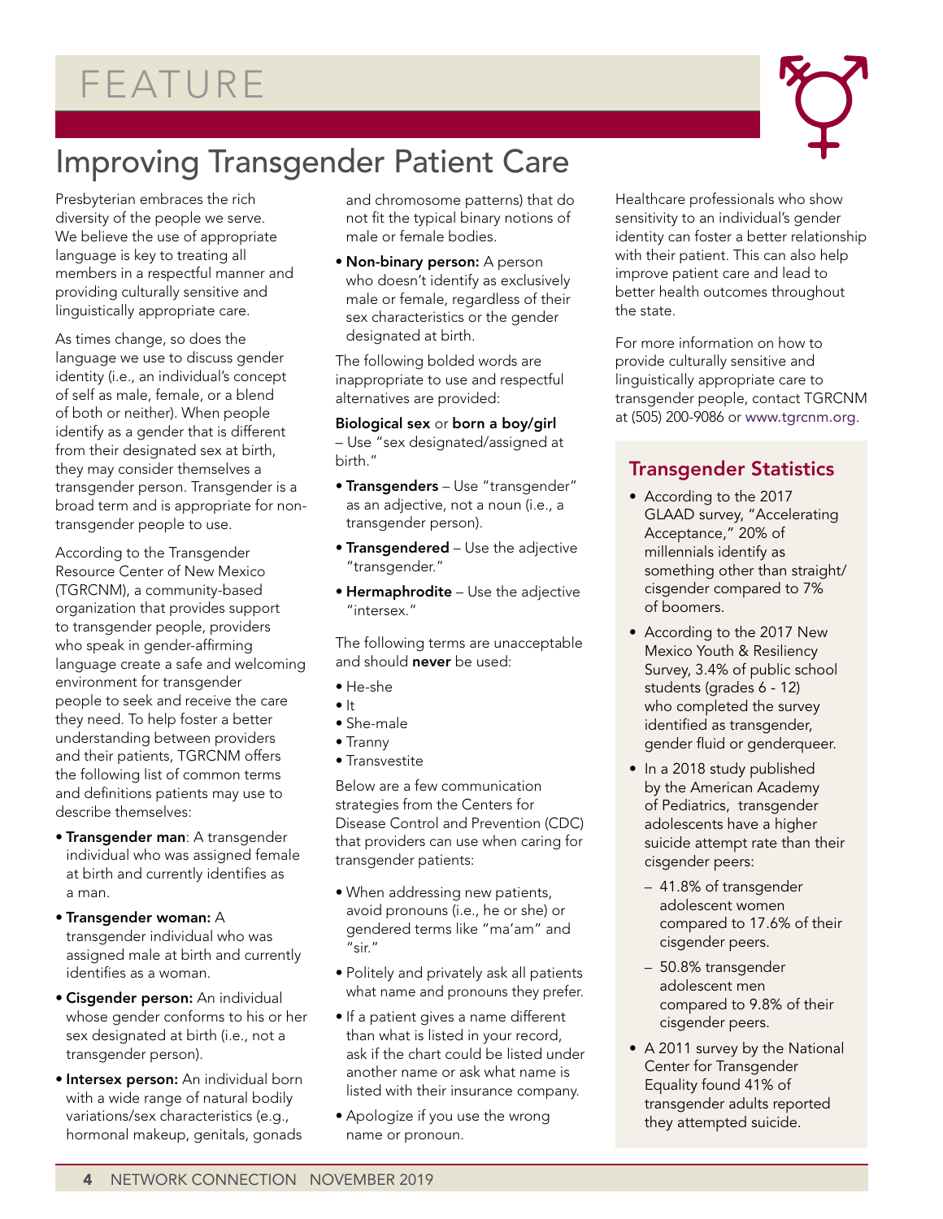# FEATURE

## Improving Transgender Patient Care

Presbyterian embraces the rich diversity of the people we serve. We believe the use of appropriate language is key to treating all members in a respectful manner and providing culturally sensitive and linguistically appropriate care.

As times change, so does the language we use to discuss gender identity (i.e., an individual's concept of self as male, female, or a blend of both or neither). When people identify as a gender that is different from their designated sex at birth, they may consider themselves a transgender person. Transgender is a broad term and is appropriate for non-transgender people to use.

According to the Transgender Resource Center of New Mexico (TGRCNM), a community-based organization that provides support to transgender people, providers who speak in gender-affirming language create a safe and welcoming environment for transgender people to seek and receive the care they need. To help foster a better understanding between providers and their patients, TGRCNM offers the following list of common terms and definitions patients may use to describe themselves:

- **Transgender man**: A transgender individual who was assigned female at birth and currently identifies as a man.
- **Transgender woman:** A transgender individual who was assigned male at birth and currently identifies as a woman.
- **Cisgender person:** An individual whose gender conforms to his or her sex designated at birth (i.e., not a transgender person).
- **Intersex person:** An individual born with a wide range of natural bodily variations/sex characteristics (e.g., hormonal makeup, genitals, gonads and chromosome patterns) that do not fit the typical binary notions of male or female bodies.
- **Non-binary person:** A person who doesn't identify as exclusively male or female, regardless of their sex characteristics or the gender designated at birth.

The following bolded words are inappropriate to use and respectful alternatives are provided:

**Biological sex** or **born a boy/girl** – Use "sex designated/assigned at birth."

- **Transgenders** – Use "transgender" as an adjective, not a noun (i.e., a transgender person).
- **Transgendered** – Use the adjective "transgender."
- **Hermaphrodite** – Use the adjective "intersex."

The following terms are unacceptable and should **never** be used:

- He-she
- It
- She-male
- Tranny
- Transvestite

Below are a few communication strategies from the Centers for Disease Control and Prevention (CDC) that providers can use when caring for transgender patients:

- When addressing new patients, avoid pronouns (i.e., he or she) or gendered terms like "ma'am" and "sir."
- Politely and privately ask all patients what name and pronouns they prefer.
- If a patient gives a name different than what is listed in your record, ask if the chart could be listed under another name or ask what name is listed with their insurance company.
- Apologize if you use the wrong name or pronoun.

Healthcare professionals who show sensitivity to an individual's gender identity can foster a better relationship with their patient. This can also help improve patient care and lead to better health outcomes throughout the state.

For more information on how to provide culturally sensitive and linguistically appropriate care to transgender people, contact TGRCNM at (505) 200-9086 or www.tgrcnm.org.

### Transgender Statistics

- According to the 2017 GLAAD survey, "Accelerating Acceptance," 20% of millennials identify as something other than straight/cisgender compared to 7% of boomers.
- According to the 2017 New Mexico Youth & Resiliency Survey, 3.4% of public school students (grades 6 - 12) who completed the survey identified as transgender, gender fluid or genderqueer.
- In a 2018 study published by the American Academy of Pediatrics, transgender adolescents have a higher suicide attempt rate than their cisgender peers:
  - 41.8% of transgender adolescent women compared to 17.6% of their cisgender peers.
  - 50.8% transgender adolescent men compared to 9.8% of their cisgender peers.
- A 2011 survey by the National Center for Transgender Equality found 41% of transgender adults reported they attempted suicide.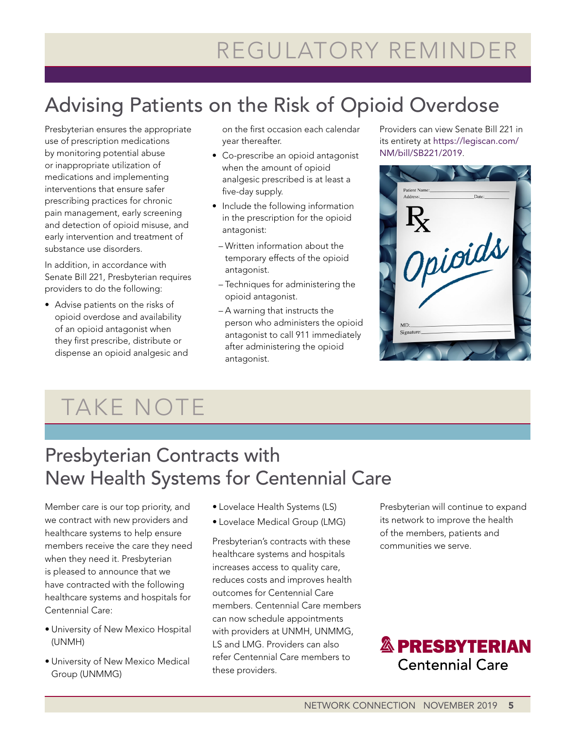# REGULATORY REMINDER

## Advising Patients on the Risk of Opioid Overdose

Presbyterian ensures the appropriate use of prescription medications by monitoring potential abuse or inappropriate utilization of medications and implementing interventions that ensure safer prescribing practices for chronic pain management, early screening and detection of opioid misuse, and early intervention and treatment of substance use disorders.

In addition, in accordance with Senate Bill 221, Presbyterian requires providers to do the following:

- Advise patients on the risks of opioid overdose and availability of an opioid antagonist when they first prescribe, distribute or dispense an opioid analgesic and on the first occasion each calendar year thereafter.
- Co-prescribe an opioid antagonist when the amount of opioid analgesic prescribed is at least a five-day supply.
- Include the following information in the prescription for the opioid antagonist:
  - Written information about the temporary effects of the opioid antagonist.
  - Techniques for administering the opioid antagonist.
  - A warning that instructs the person who administers the opioid antagonist to call 911 immediately after administering the opioid antagonist.

Providers can view Senate Bill 221 in its entirety at https://legiscan.com/NM/bill/SB221/2019.

# TAKE NOTE

## Presbyterian Contracts with New Health Systems for Centennial Care

Member care is our top priority, and we contract with new providers and healthcare systems to help ensure members receive the care they need when they need it. Presbyterian is pleased to announce that we have contracted with the following healthcare systems and hospitals for Centennial Care:

- University of New Mexico Hospital (UNMH)
- University of New Mexico Medical Group (UNMMG)
- Lovelace Health Systems (LS)
- Lovelace Medical Group (LMG)

Presbyterian's contracts with these healthcare systems and hospitals increases access to quality care, reduces costs and improves health outcomes for Centennial Care members. Centennial Care members can now schedule appointments with providers at UNMH, UNMMG, LS and LMG. Providers can also refer Centennial Care members to these providers.

Presbyterian will continue to expand its network to improve the health of the members, patients and communities we serve.

PRESBYTERIAN Centennial Care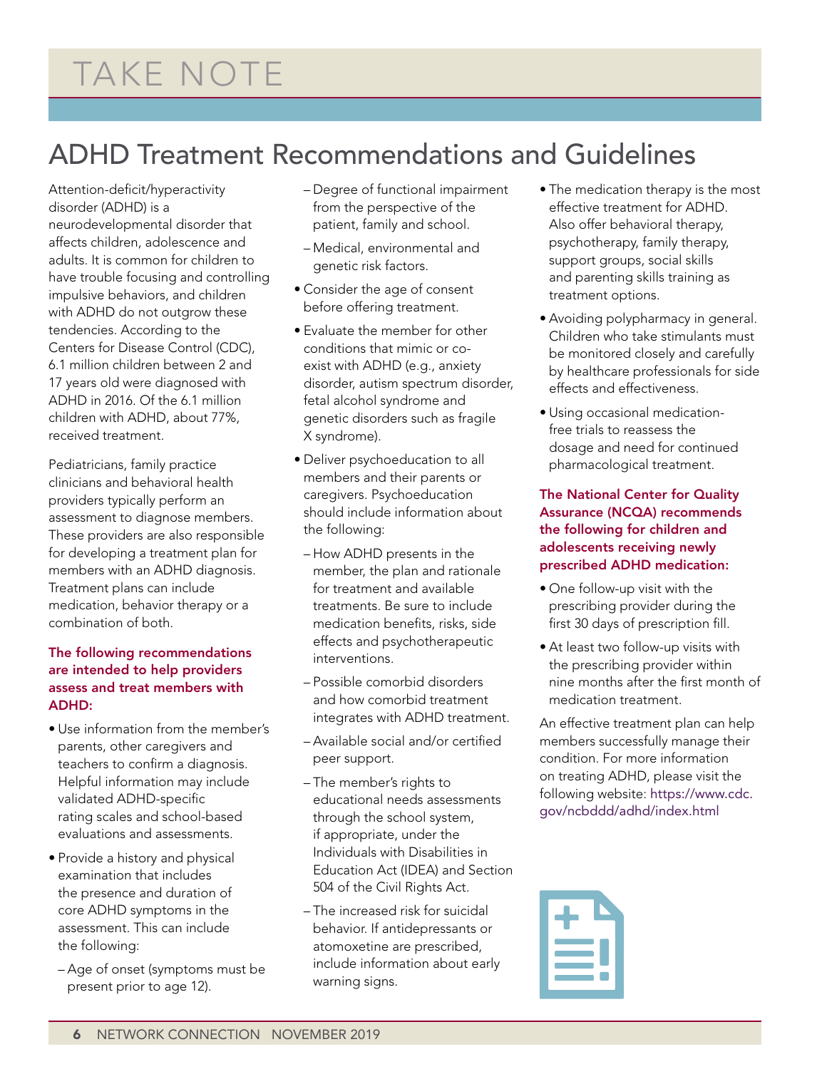# TAKE NOTE

## ADHD Treatment Recommendations and Guidelines

Attention-deficit/hyperactivity disorder (ADHD) is a neurodevelopmental disorder that affects children, adolescence and adults. It is common for children to have trouble focusing and controlling impulsive behaviors, and children with ADHD do not outgrow these tendencies. According to the Centers for Disease Control (CDC), 6.1 million children between 2 and 17 years old were diagnosed with ADHD in 2016. Of the 6.1 million children with ADHD, about 77%, received treatment.

Pediatricians, family practice clinicians and behavioral health providers typically perform an assessment to diagnose members. These providers are also responsible for developing a treatment plan for members with an ADHD diagnosis. Treatment plans can include medication, behavior therapy or a combination of both.

**The following recommendations are intended to help providers assess and treat members with ADHD:**

- Use information from the member's parents, other caregivers and teachers to confirm a diagnosis. Helpful information may include validated ADHD-specific rating scales and school-based evaluations and assessments.
- Provide a history and physical examination that includes the presence and duration of core ADHD symptoms in the assessment. This can include the following:
  - Age of onset (symptoms must be present prior to age 12).
  - Degree of functional impairment from the perspective of the patient, family and school.
  - Medical, environmental and genetic risk factors.
- Consider the age of consent before offering treatment.
- Evaluate the member for other conditions that mimic or co-exist with ADHD (e.g., anxiety disorder, autism spectrum disorder, fetal alcohol syndrome and genetic disorders such as fragile X syndrome).
- Deliver psychoeducation to all members and their parents or caregivers. Psychoeducation should include information about the following:
  - How ADHD presents in the member, the plan and rationale for treatment and available treatments. Be sure to include medication benefits, risks, side effects and psychotherapeutic interventions.
  - Possible comorbid disorders and how comorbid treatment integrates with ADHD treatment.
  - Available social and/or certified peer support.
  - The member's rights to educational needs assessments through the school system, if appropriate, under the Individuals with Disabilities in Education Act (IDEA) and Section 504 of the Civil Rights Act.
  - The increased risk for suicidal behavior. If antidepressants or atomoxetine are prescribed, include information about early warning signs.
- The medication therapy is the most effective treatment for ADHD. Also offer behavioral therapy, psychotherapy, family therapy, support groups, social skills and parenting skills training as treatment options.
- Avoiding polypharmacy in general. Children who take stimulants must be monitored closely and carefully by healthcare professionals for side effects and effectiveness.
- Using occasional medication-free trials to reassess the dosage and need for continued pharmacological treatment.

**The National Center for Quality Assurance (NCQA) recommends the following for children and adolescents receiving newly prescribed ADHD medication:**

- One follow-up visit with the prescribing provider during the first 30 days of prescription fill.
- At least two follow-up visits with the prescribing provider within nine months after the first month of medication treatment.

An effective treatment plan can help members successfully manage their condition. For more information on treating ADHD, please visit the following website: https://www.cdc.gov/ncbddd/adhd/index.html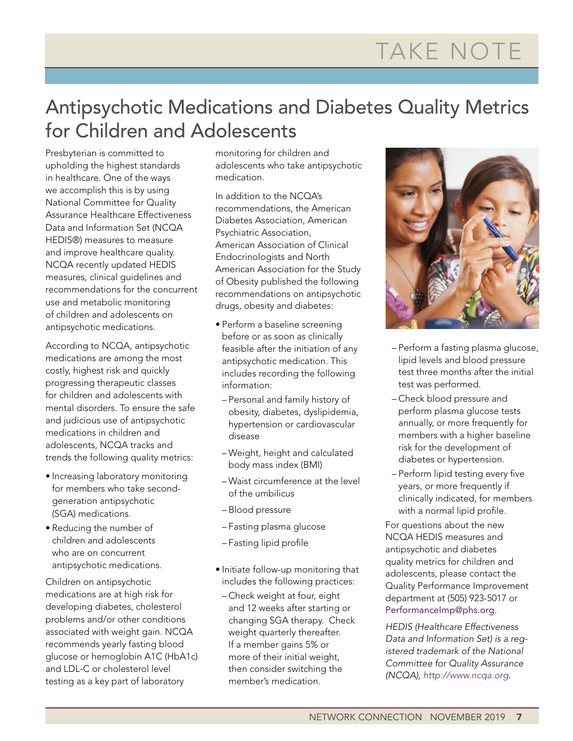TAKE NOTE

# Antipsychotic Medications and Diabetes Quality Metrics for Children and Adolescents

Presbyterian is committed to upholding the highest standards in healthcare. One of the ways we accomplish this is by using National Committee for Quality Assurance Healthcare Effectiveness Data and Information Set (NCQA HEDIS®) measures to measure and improve healthcare quality. NCQA recently updated HEDIS measures, clinical guidelines and recommendations for the concurrent use and metabolic monitoring of children and adolescents on antipsychotic medications.

According to NCQA, antipsychotic medications are among the most costly, highest risk and quickly progressing therapeutic classes for children and adolescents with mental disorders. To ensure the safe and judicious use of antipsychotic medications in children and adolescents, NCQA tracks and trends the following quality metrics:

- Increasing laboratory monitoring for members who take second-generation antipsychotic (SGA) medications.
- Reducing the number of children and adolescents who are on concurrent antipsychotic medications.

Children on antipsychotic medications are at high risk for developing diabetes, cholesterol problems and/or other conditions associated with weight gain. NCQA recommends yearly fasting blood glucose or hemoglobin A1C (HbA1c) and LDL-C or cholesterol level testing as a key part of laboratory monitoring for children and adolescents who take antipsychotic medication.

In addition to the NCQA's recommendations, the American Diabetes Association, American Psychiatric Association, American Association of Clinical Endocrinologists and North American Association for the Study of Obesity published the following recommendations on antipsychotic drugs, obesity and diabetes:

- Perform a baseline screening before or as soon as clinically feasible after the initiation of any antipsychotic medication. This includes recording the following information:
  - Personal and family history of obesity, diabetes, dyslipidemia, hypertension or cardiovascular disease
  - Weight, height and calculated body mass index (BMI)
  - Waist circumference at the level of the umbilicus
  - Blood pressure
  - Fasting plasma glucose
  - Fasting lipid profile
- Initiate follow-up monitoring that includes the following practices:
  - Check weight at four, eight and 12 weeks after starting or changing SGA therapy. Check weight quarterly thereafter. If a member gains 5% or more of their initial weight, then consider switching the member's medication.
  - Perform a fasting plasma glucose, lipid levels and blood pressure test three months after the initial test was performed.
  - Check blood pressure and perform plasma glucose tests annually, or more frequently for members with a higher baseline risk for the development of diabetes or hypertension.
  - Perform lipid testing every five years, or more frequently if clinically indicated, for members with a normal lipid profile.

For questions about the new NCQA HEDIS measures and antipsychotic and diabetes quality metrics for children and adolescents, please contact the Quality Performance Improvement department at (505) 923-5017 or PerformanceImp@phs.org.

*HEDIS (Healthcare Effectiveness Data and Information Set) is a registered trademark of the National Committee for Quality Assurance (NCQA), http://www.ncqa.org.*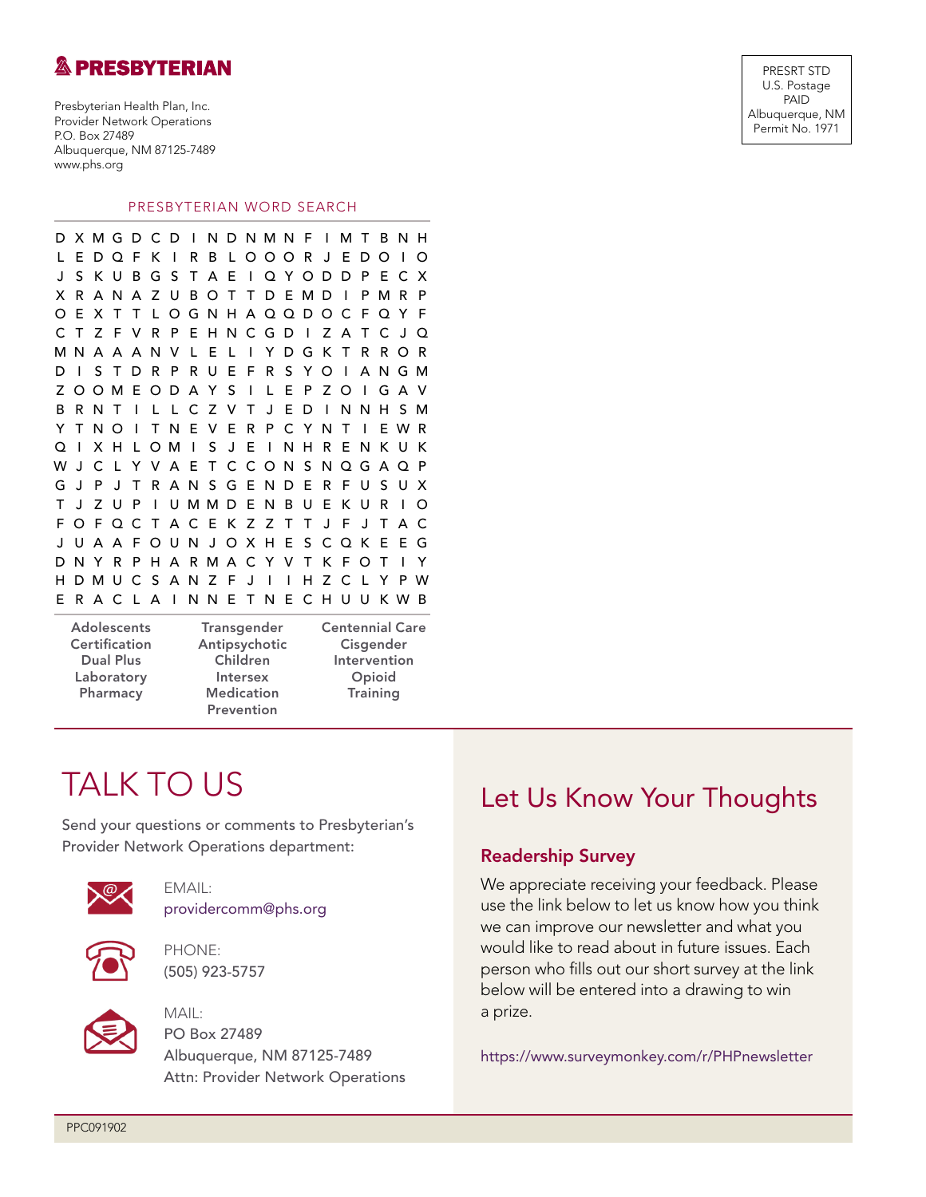**PRESBYTERIAN**

Presbyterian Health Plan, Inc.
Provider Network Operations
P.O. Box 27489
Albuquerque, NM 87125-7489
www.phs.org

PRESRT STD
U.S. Postage
PAID
Albuquerque, NM
Permit No. 1971

## PRESBYTERIAN WORD SEARCH

```
D X M G D C D I N D N M N F I M T B N H
L E D Q F K I R B L O O O R J E D O I O
J S K U B G S T A E I Q Y O D D P E C X
X R A N A Z U B O T T D E M D I P M R P
O E X T T L O G N H A Q Q D O C F Q Y F
C T Z F V R P E H N C G D I Z A T C J Q
M N A A A N V L E L I Y D G K T R R O R
D I S T D R P R U E F R S Y O I A N G M
Z O O M E O D A Y S I L E P Z O I G A V
B R N T I L L C Z V T J E D I N N H S M
Y T N O I T N E V E R P C Y N T I E W R
Q I X H L O M I S J E I N H R E N K U K
W J C L Y V A E T C C O N S N Q G A Q P
G J P J T R A N S G E N D E R F U S U X
T J Z U P I U M M D E N B U E K U R I O
F O F Q C T A C E K Z Z T T J F J T A C
J U A A F O U N J O X H E S C Q K E E G
D N Y R P H A R M A C Y V T K F O T I Y
H D M U C S A N Z F J I I H Z C L Y P W
E R A C L A I N N E T N E C H U U K W B
```

| | | |
|---|---|---|
| Adolescents | Transgender | Centennial Care |
| Certification | Antipsychotic | Cisgender |
| Dual Plus | Children | Intervention |
| Laboratory | Intersex | Opioid |
| Pharmacy | Medication | Training |
| | Prevention | |

# TALK TO US

Send your questions or comments to Presbyterian's Provider Network Operations department:

EMAIL:
providercomm@phs.org

PHONE:
(505) 923-5757

MAIL:
PO Box 27489
Albuquerque, NM 87125-7489
Attn: Provider Network Operations

## Let Us Know Your Thoughts

### Readership Survey

We appreciate receiving your feedback. Please use the link below to let us know how you think we can improve our newsletter and what you would like to read about in future issues. Each person who fills out our short survey at the link below will be entered into a drawing to win a prize.

https://www.surveymonkey.com/r/PHPnewsletter

PPC091902